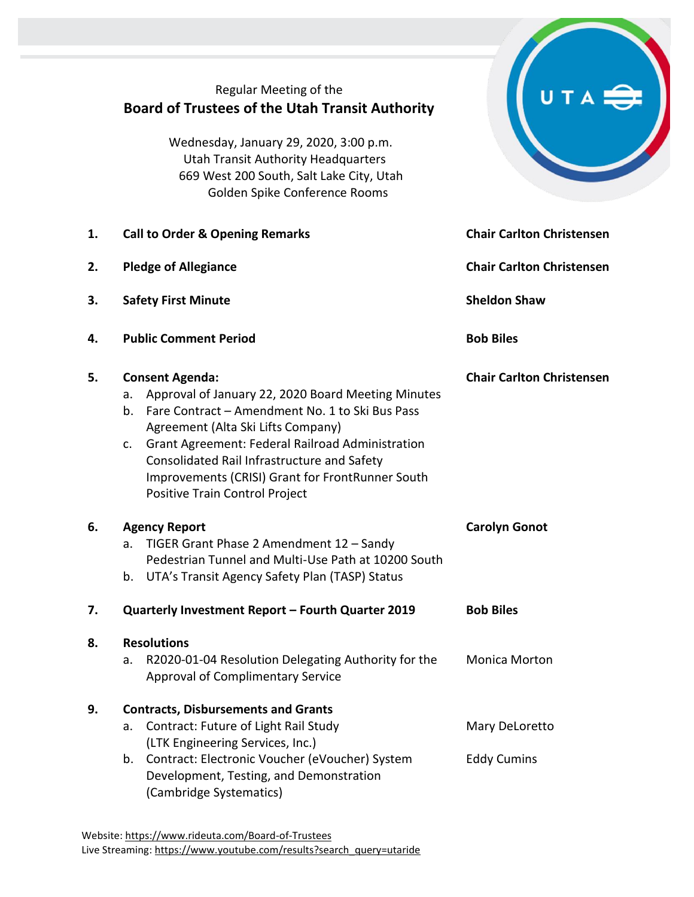Regular Meeting of the

# Board of Trustees of the Utah Transit Authority

Wednesday, January 29, 2020, 3:00 p.m.
Utah Transit Authority Headquarters
669 West 200 South, Salt Lake City, Utah
Golden Spike Conference Rooms

| | | |
|---|---|---|
| **1.** | **Call to Order & Opening Remarks** | **Chair Carlton Christensen** |
| **2.** | **Pledge of Allegiance** | **Chair Carlton Christensen** |
| **3.** | **Safety First Minute** | **Sheldon Shaw** |
| **4.** | **Public Comment Period** | **Bob Biles** |
| **5.** | **Consent Agenda:**<br>a. Approval of January 22, 2020 Board Meeting Minutes<br>b. Fare Contract – Amendment No. 1 to Ski Bus Pass Agreement (Alta Ski Lifts Company)<br>c. Grant Agreement: Federal Railroad Administration Consolidated Rail Infrastructure and Safety Improvements (CRISI) Grant for FrontRunner South Positive Train Control Project | **Chair Carlton Christensen** |
| **6.** | **Agency Report**<br>a. TIGER Grant Phase 2 Amendment 12 – Sandy Pedestrian Tunnel and Multi-Use Path at 10200 South<br>b. UTA's Transit Agency Safety Plan (TASP) Status | **Carolyn Gonot** |
| **7.** | **Quarterly Investment Report – Fourth Quarter 2019** | **Bob Biles** |
| **8.** | **Resolutions** | |
| | a. R2020-01-04 Resolution Delegating Authority for the Approval of Complimentary Service | Monica Morton |
| **9.** | **Contracts, Disbursements and Grants** | |
| | a. Contract: Future of Light Rail Study (LTK Engineering Services, Inc.) | Mary DeLoretto |
| | b. Contract: Electronic Voucher (eVoucher) System Development, Testing, and Demonstration (Cambridge Systematics) | Eddy Cumins |

Website: https://www.rideuta.com/Board-of-Trustees
Live Streaming: https://www.youtube.com/results?search_query=utaride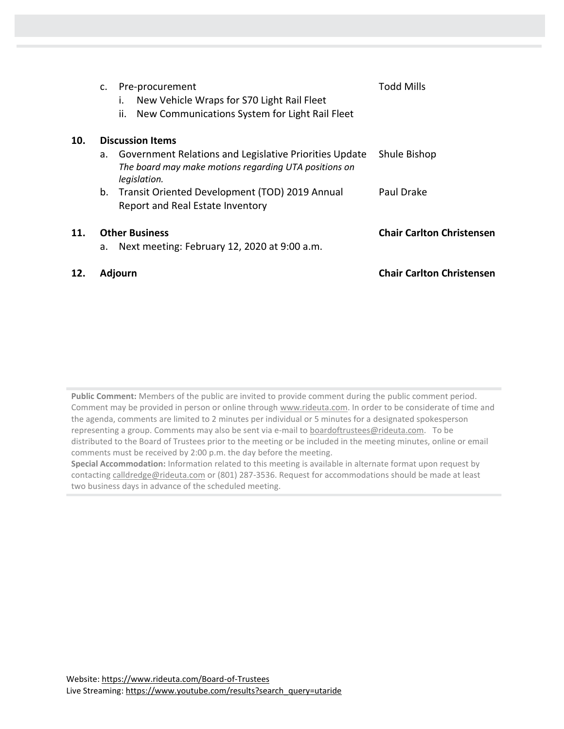c. Pre-procurement — Todd Mills
   i. New Vehicle Wraps for S70 Light Rail Fleet
   ii. New Communications System for Light Rail Fleet

**10. Discussion Items**

a. Government Relations and Legislative Priorities Update — Shule Bishop
   *The board may make motions regarding UTA positions on legislation.*

b. Transit Oriented Development (TOD) 2019 Annual Report and Real Estate Inventory — Paul Drake

**11. Other Business** — **Chair Carlton Christensen**

a. Next meeting: February 12, 2020 at 9:00 a.m.

**12. Adjourn** — **Chair Carlton Christensen**

**Public Comment:** Members of the public are invited to provide comment during the public comment period. Comment may be provided in person or online through www.rideuta.com. In order to be considerate of time and the agenda, comments are limited to 2 minutes per individual or 5 minutes for a designated spokesperson representing a group. Comments may also be sent via e-mail to boardoftrustees@rideuta.com. To be distributed to the Board of Trustees prior to the meeting or be included in the meeting minutes, online or email comments must be received by 2:00 p.m. the day before the meeting.

**Special Accommodation:** Information related to this meeting is available in alternate format upon request by contacting calldredge@rideuta.com or (801) 287-3536. Request for accommodations should be made at least two business days in advance of the scheduled meeting.

Website: https://www.rideuta.com/Board-of-Trustees
Live Streaming: https://www.youtube.com/results?search_query=utaride